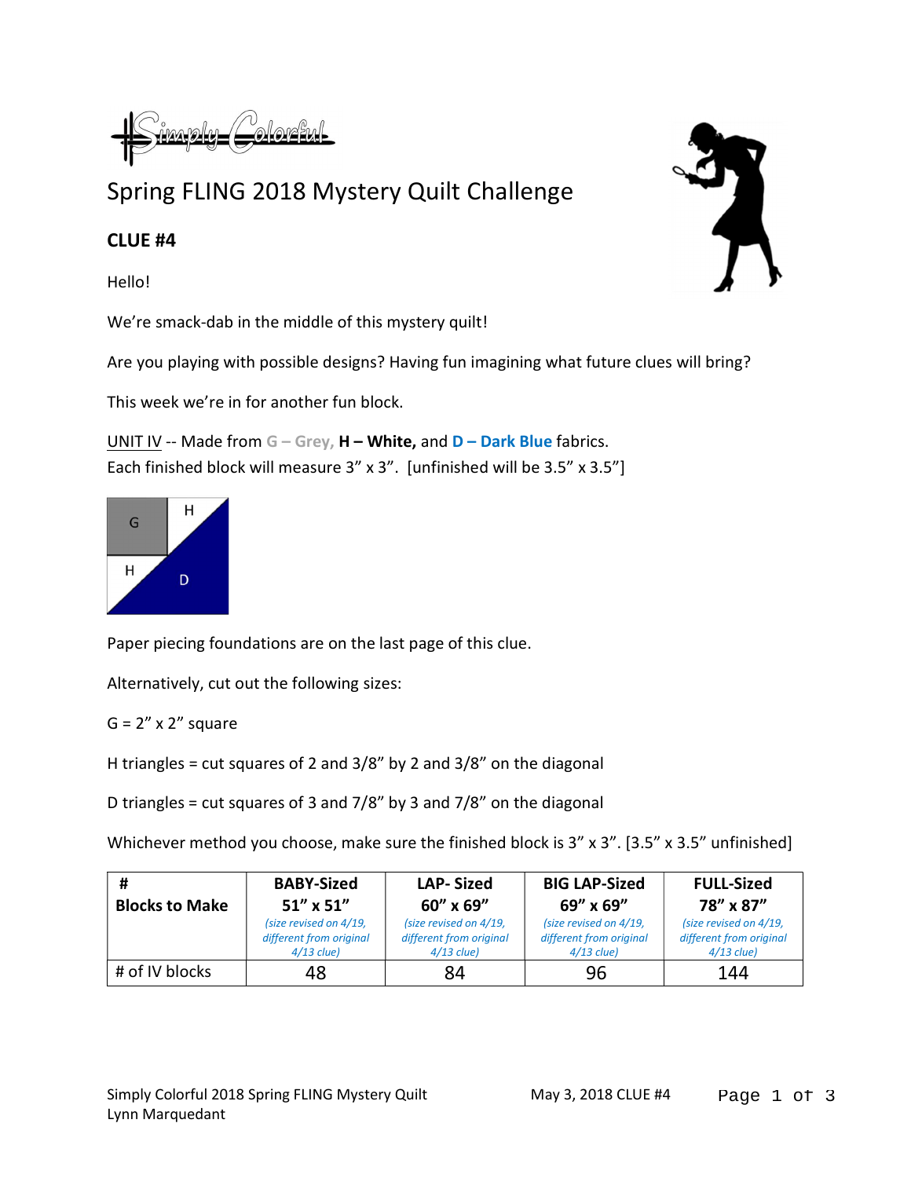# Spring FLING 2018 Mystery Quilt Challenge

## CLUE #4

Hello!

We're smack-dab in the middle of this mystery quilt!

Are you playing with possible designs? Having fun imagining what future clues will bring?

This week we're in for another fun block.

UNIT IV -- Made from **G – Grey, H – White,** and **D – Dark Blue** fabrics.
Each finished block will measure 3" x 3". [unfinished will be 3.5" x 3.5"]

Paper piecing foundations are on the last page of this clue.

Alternatively, cut out the following sizes:

G = 2" x 2" square

H triangles = cut squares of 2 and 3/8" by 2 and 3/8" on the diagonal

D triangles = cut squares of 3 and 7/8" by 3 and 7/8" on the diagonal

Whichever method you choose, make sure the finished block is 3" x 3". [3.5" x 3.5" unfinished]

| **# Blocks to Make** | **BABY-Sized 51" x 51"** *(size revised on 4/19, different from original 4/13 clue)* | **LAP- Sized 60" x 69"** *(size revised on 4/19, different from original 4/13 clue)* | **BIG LAP-Sized 69" x 69"** *(size revised on 4/19, different from original 4/13 clue)* | **FULL-Sized 78" x 87"** *(size revised on 4/19, different from original 4/13 clue)* |
|---|---|---|---|---|
| # of IV blocks | 48 | 84 | 96 | 144 |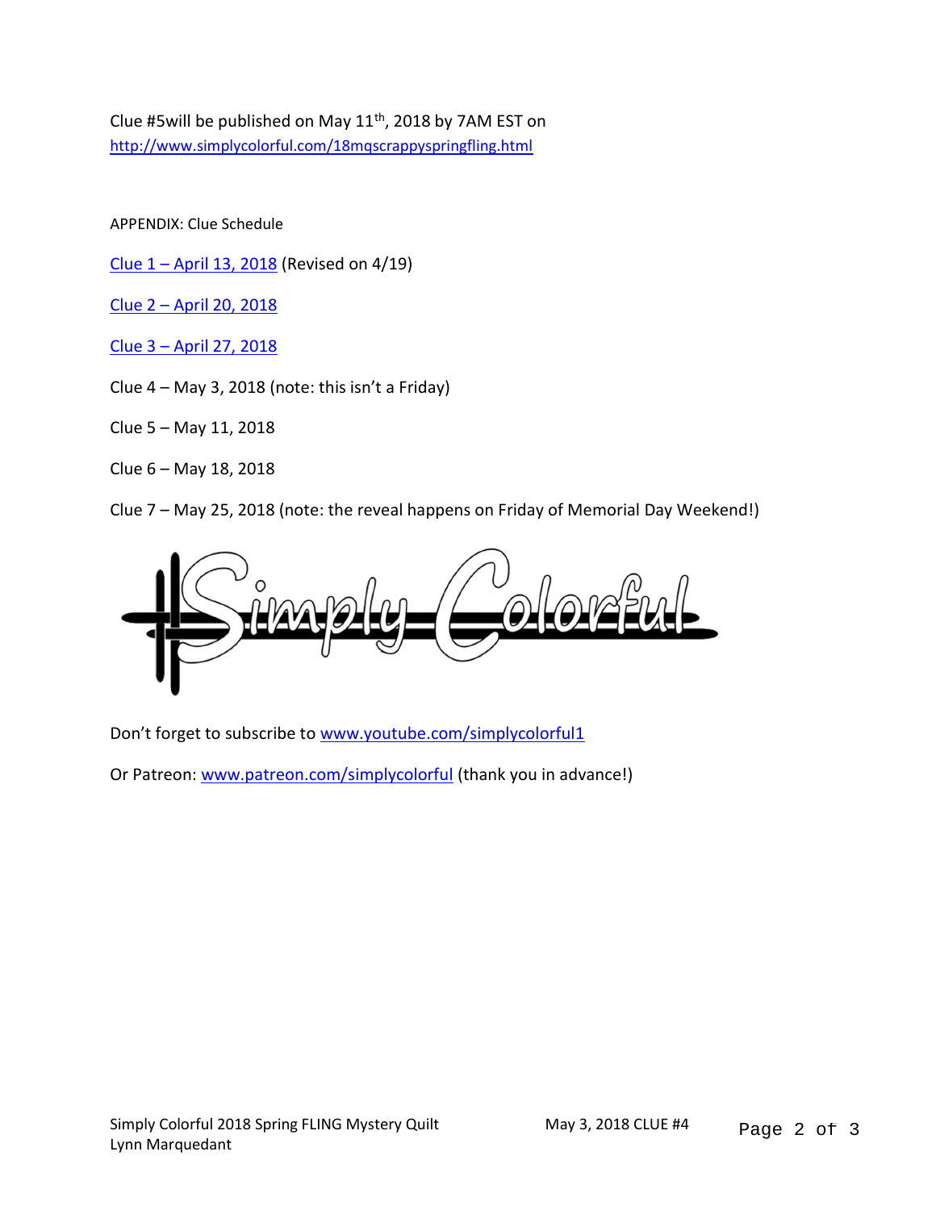Clue #5will be published on May 11th, 2018 by 7AM EST on [http://www.simplycolorful.com/18mqscrappyspringfling.html](http://www.simplycolorful.com/18mqscrappyspringfling.html)

APPENDIX: Clue Schedule

[Clue 1 – April 13, 2018](#) (Revised on 4/19)

[Clue 2 – April 20, 2018](#)

[Clue 3 – April 27, 2018](#)

Clue 4 – May 3, 2018 (note: this isn't a Friday)

Clue 5 – May 11, 2018

Clue 6 – May 18, 2018

Clue 7 – May 25, 2018 (note: the reveal happens on Friday of Memorial Day Weekend!)

Simply Colorful

Don't forget to subscribe to [www.youtube.com/simplycolorful1](http://www.youtube.com/simplycolorful1)

Or Patreon: [www.patreon.com/simplycolorful](http://www.patreon.com/simplycolorful) (thank you in advance!)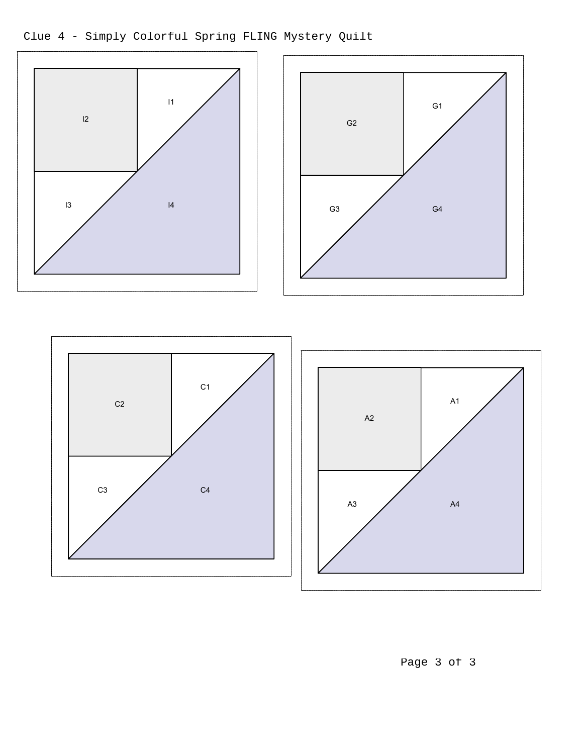Clue 4 - Simply Colorful Spring FLING Mystery Quilt

I1

I2

I3

I4

G1

G2

G3

G4

C1

C2

C3

C4

A1

A2

A3

A4